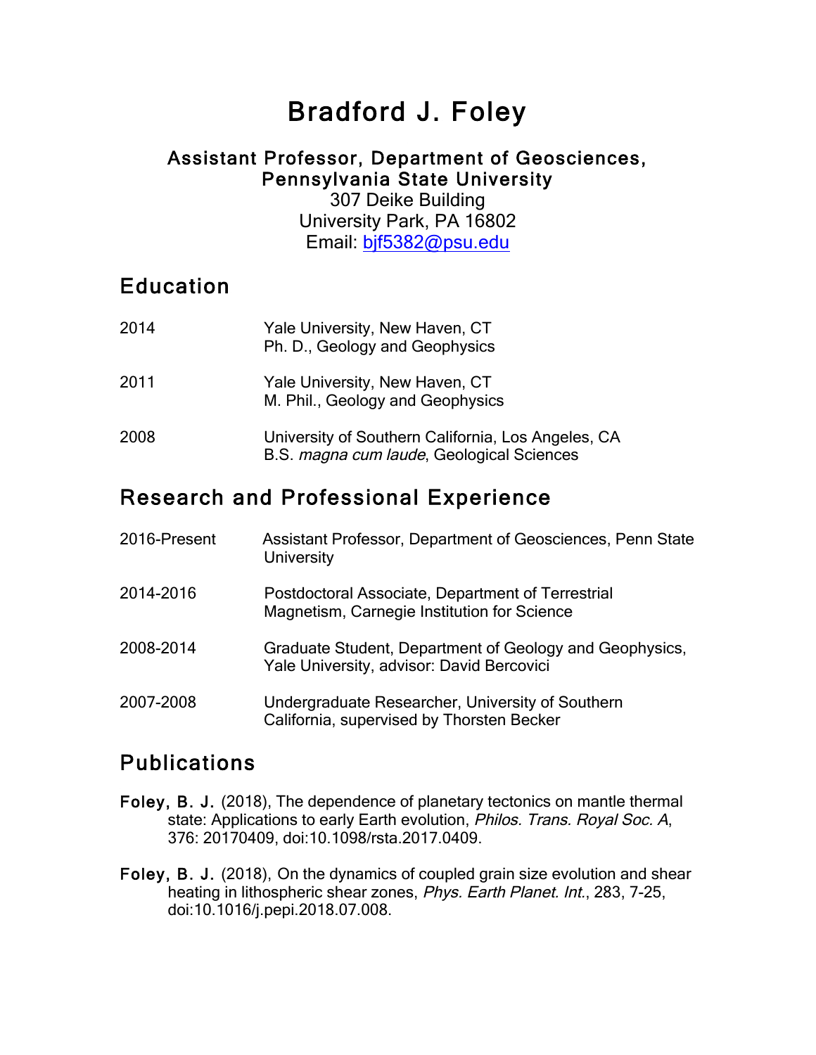# Bradford J. Foley

**Assistant Professor, Department of Geosciences, Pennsylvania State University**

307 Deike Building
University Park, PA 16802
Email: bjf5382@psu.edu

## Education

| | |
|---|---|
| 2014 | Yale University, New Haven, CT<br>Ph. D., Geology and Geophysics |
| 2011 | Yale University, New Haven, CT<br>M. Phil., Geology and Geophysics |
| 2008 | University of Southern California, Los Angeles, CA<br>B.S. *magna cum laude*, Geological Sciences |

## Research and Professional Experience

| | |
|---|---|
| 2016-Present | Assistant Professor, Department of Geosciences, Penn State University |
| 2014-2016 | Postdoctoral Associate, Department of Terrestrial Magnetism, Carnegie Institution for Science |
| 2008-2014 | Graduate Student, Department of Geology and Geophysics, Yale University, advisor: David Bercovici |
| 2007-2008 | Undergraduate Researcher, University of Southern California, supervised by Thorsten Becker |

## Publications

**Foley, B. J.** (2018), The dependence of planetary tectonics on mantle thermal state: Applications to early Earth evolution, *Philos. Trans. Royal Soc. A*, 376: 20170409, doi:10.1098/rsta.2017.0409.

**Foley, B. J.** (2018), On the dynamics of coupled grain size evolution and shear heating in lithospheric shear zones, *Phys. Earth Planet. Int.*, 283, 7-25, doi:10.1016/j.pepi.2018.07.008.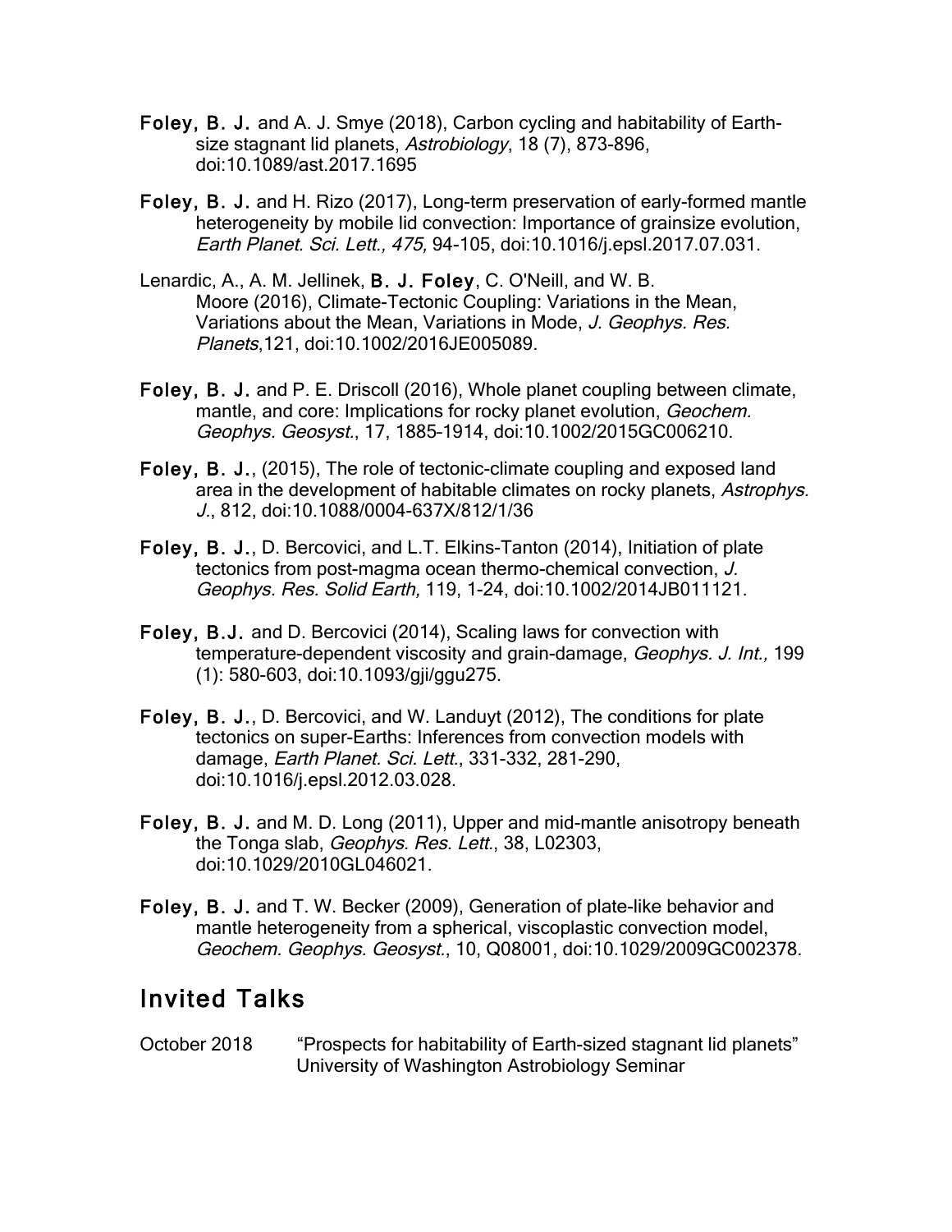**Foley, B. J.** and A. J. Smye (2018), Carbon cycling and habitability of Earth-size stagnant lid planets, *Astrobiology*, 18 (7), 873-896, doi:10.1089/ast.2017.1695

**Foley, B. J.** and H. Rizo (2017), Long-term preservation of early-formed mantle heterogeneity by mobile lid convection: Importance of grainsize evolution, *Earth Planet. Sci. Lett., 475,* 94-105, doi:10.1016/j.epsl.2017.07.031.

Lenardic, A., A. M. Jellinek, **B. J. Foley**, C. O'Neill, and W. B. Moore (2016), Climate-Tectonic Coupling: Variations in the Mean, Variations about the Mean, Variations in Mode, *J. Geophys. Res. Planets*,121, doi:10.1002/2016JE005089.

**Foley, B. J.** and P. E. Driscoll (2016), Whole planet coupling between climate, mantle, and core: Implications for rocky planet evolution, *Geochem. Geophys. Geosyst.*, 17, 1885–1914, doi:10.1002/2015GC006210.

**Foley, B. J.**, (2015), The role of tectonic-climate coupling and exposed land area in the development of habitable climates on rocky planets, *Astrophys. J.*, 812, doi:10.1088/0004-637X/812/1/36

**Foley, B. J.**, D. Bercovici, and L.T. Elkins-Tanton (2014), Initiation of plate tectonics from post-magma ocean thermo-chemical convection, *J. Geophys. Res. Solid Earth,* 119, 1-24, doi:10.1002/2014JB011121.

**Foley, B.J.** and D. Bercovici (2014), Scaling laws for convection with temperature-dependent viscosity and grain-damage, *Geophys. J. Int.,* 199 (1): 580-603, doi:10.1093/gji/ggu275.

**Foley, B. J.**, D. Bercovici, and W. Landuyt (2012), The conditions for plate tectonics on super-Earths: Inferences from convection models with damage, *Earth Planet. Sci. Lett.*, 331-332, 281-290, doi:10.1016/j.epsl.2012.03.028.

**Foley, B. J.** and M. D. Long (2011), Upper and mid-mantle anisotropy beneath the Tonga slab, *Geophys. Res. Lett.*, 38, L02303, doi:10.1029/2010GL046021.

**Foley, B. J.** and T. W. Becker (2009), Generation of plate-like behavior and mantle heterogeneity from a spherical, viscoplastic convection model, *Geochem. Geophys. Geosyst.*, 10, Q08001, doi:10.1029/2009GC002378.

## Invited Talks

October 2018 "Prospects for habitability of Earth-sized stagnant lid planets"
University of Washington Astrobiology Seminar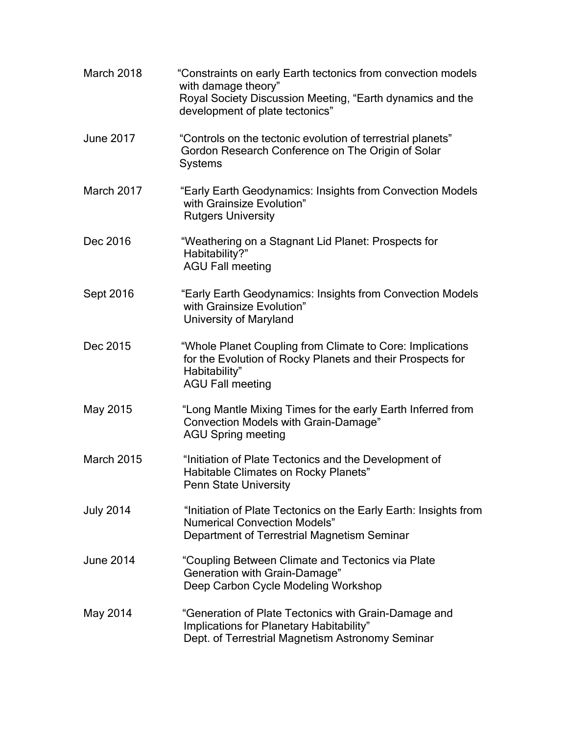| | |
|---|---|
| March 2018 | "Constraints on early Earth tectonics from convection models with damage theory"<br>Royal Society Discussion Meeting, "Earth dynamics and the development of plate tectonics" |
| June 2017 | "Controls on the tectonic evolution of terrestrial planets"<br>Gordon Research Conference on The Origin of Solar Systems |
| March 2017 | "Early Earth Geodynamics: Insights from Convection Models with Grainsize Evolution"<br>Rutgers University |
| Dec 2016 | "Weathering on a Stagnant Lid Planet: Prospects for Habitability?"<br>AGU Fall meeting |
| Sept 2016 | "Early Earth Geodynamics: Insights from Convection Models with Grainsize Evolution"<br>University of Maryland |
| Dec 2015 | "Whole Planet Coupling from Climate to Core: Implications for the Evolution of Rocky Planets and their Prospects for Habitability"<br>AGU Fall meeting |
| May 2015 | "Long Mantle Mixing Times for the early Earth Inferred from Convection Models with Grain-Damage"<br>AGU Spring meeting |
| March 2015 | "Initiation of Plate Tectonics and the Development of Habitable Climates on Rocky Planets"<br>Penn State University |
| July 2014 | "Initiation of Plate Tectonics on the Early Earth: Insights from Numerical Convection Models"<br>Department of Terrestrial Magnetism Seminar |
| June 2014 | "Coupling Between Climate and Tectonics via Plate Generation with Grain-Damage"<br>Deep Carbon Cycle Modeling Workshop |
| May 2014 | "Generation of Plate Tectonics with Grain-Damage and Implications for Planetary Habitability"<br>Dept. of Terrestrial Magnetism Astronomy Seminar |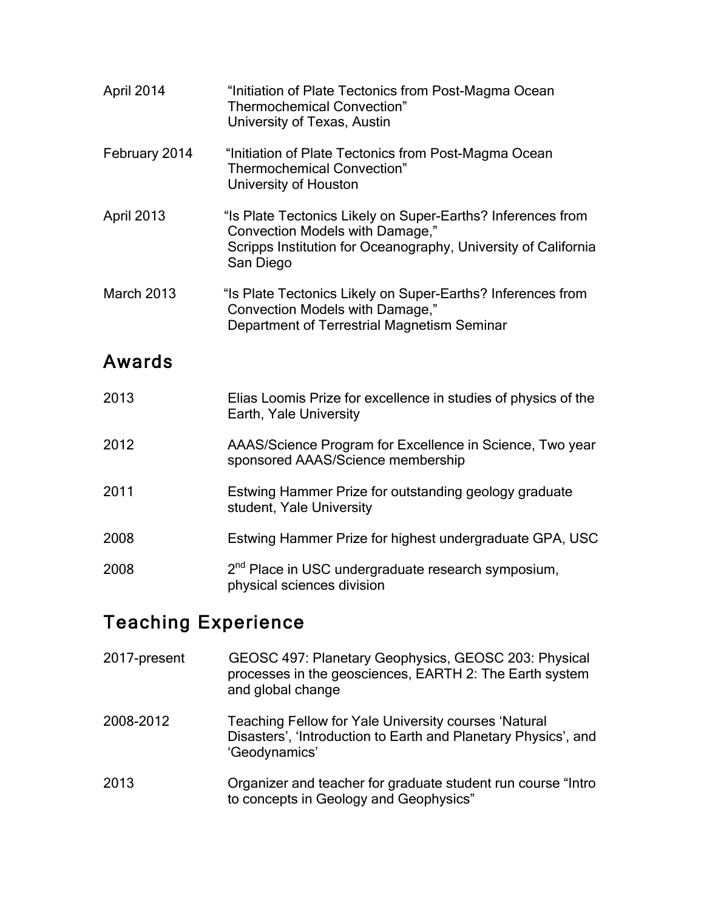April 2014 — "Initiation of Plate Tectonics from Post-Magma Ocean Thermochemical Convection"
University of Texas, Austin

February 2014 — "Initiation of Plate Tectonics from Post-Magma Ocean Thermochemical Convection"
University of Houston

April 2013 — "Is Plate Tectonics Likely on Super-Earths? Inferences from Convection Models with Damage,"
Scripps Institution for Oceanography, University of California San Diego

March 2013 — "Is Plate Tectonics Likely on Super-Earths? Inferences from Convection Models with Damage,"
Department of Terrestrial Magnetism Seminar

## Awards

2013 — Elias Loomis Prize for excellence in studies of physics of the Earth, Yale University

2012 — AAAS/Science Program for Excellence in Science, Two year sponsored AAAS/Science membership

2011 — Estwing Hammer Prize for outstanding geology graduate student, Yale University

2008 — Estwing Hammer Prize for highest undergraduate GPA, USC

2008 — 2nd Place in USC undergraduate research symposium, physical sciences division

## Teaching Experience

2017-present — GEOSC 497: Planetary Geophysics, GEOSC 203: Physical processes in the geosciences, EARTH 2: The Earth system and global change

2008-2012 — Teaching Fellow for Yale University courses 'Natural Disasters', 'Introduction to Earth and Planetary Physics', and 'Geodynamics'

2013 — Organizer and teacher for graduate student run course "Intro to concepts in Geology and Geophysics"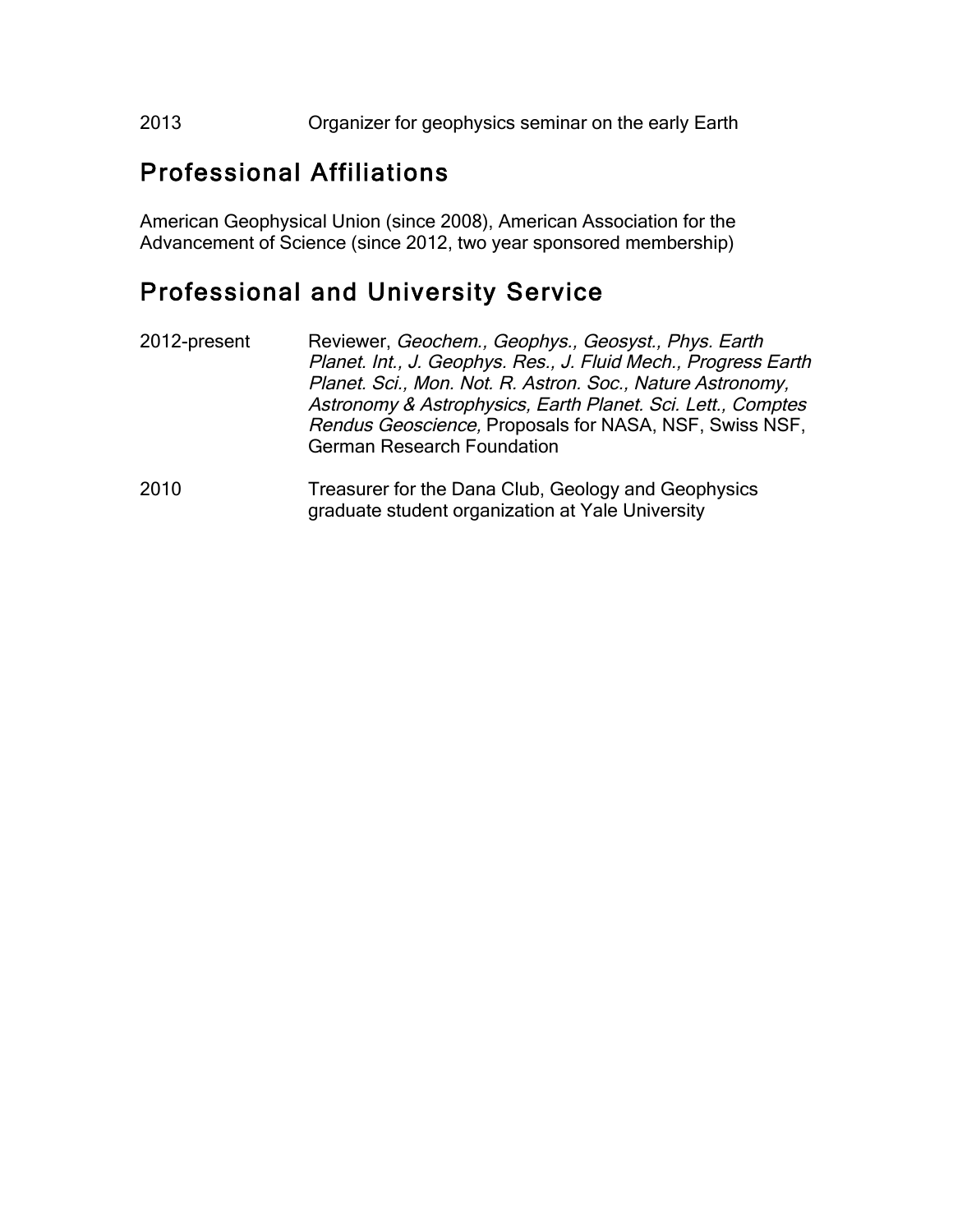2013 Organizer for geophysics seminar on the early Earth

## Professional Affiliations

American Geophysical Union (since 2008), American Association for the Advancement of Science (since 2012, two year sponsored membership)

## Professional and University Service

2012-present Reviewer, *Geochem., Geophys., Geosyst., Phys. Earth Planet. Int., J. Geophys. Res., J. Fluid Mech., Progress Earth Planet. Sci., Mon. Not. R. Astron. Soc., Nature Astronomy, Astronomy & Astrophysics, Earth Planet. Sci. Lett., Comptes Rendus Geoscience,* Proposals for NASA, NSF, Swiss NSF, German Research Foundation

2010 Treasurer for the Dana Club, Geology and Geophysics graduate student organization at Yale University